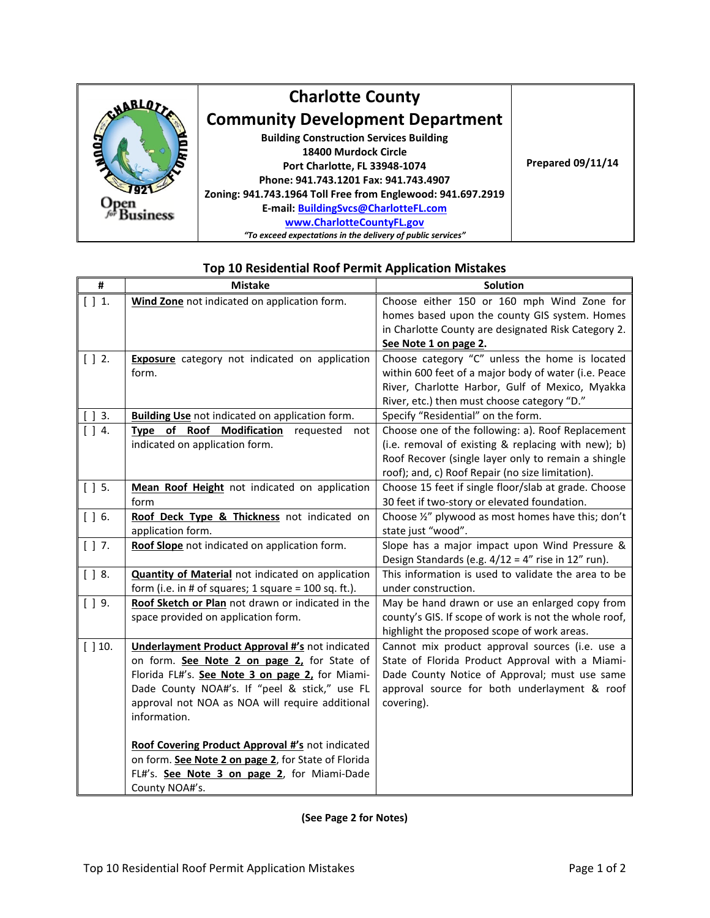# Charlotte County

## Community Development Department

**Building Construction Services Building**
**18400 Murdock Circle**
**Port Charlotte, FL 33948-1074**
**Phone: 941.743.1201 Fax: 941.743.4907**
**Zoning: 941.743.1964 Toll Free from Englewood: 941.697.2919**
**E-mail: BuildingSvcs@CharlotteFL.com**
**www.CharlotteCountyFL.gov**
*"To exceed expectations in the delivery of public services"*

**Prepared 09/11/14**

## Top 10 Residential Roof Permit Application Mistakes

| # | Mistake | Solution |
|---|---|---|
| [ ] 1. | **Wind Zone** not indicated on application form. | Choose either 150 or 160 mph Wind Zone for homes based upon the county GIS system. Homes in Charlotte County are designated Risk Category 2. **See Note 1 on page 2.** |
| [ ] 2. | **Exposure** category not indicated on application form. | Choose category "C" unless the home is located within 600 feet of a major body of water (i.e. Peace River, Charlotte Harbor, Gulf of Mexico, Myakka River, etc.) then must choose category "D." |
| [ ] 3. | **Building Use** not indicated on application form. | Specify "Residential" on the form. |
| [ ] 4. | **Type of Roof Modification** requested not indicated on application form. | Choose one of the following: a). Roof Replacement (i.e. removal of existing & replacing with new); b) Roof Recover (single layer only to remain a shingle roof); and, c) Roof Repair (no size limitation). |
| [ ] 5. | **Mean Roof Height** not indicated on application form | Choose 15 feet if single floor/slab at grade. Choose 30 feet if two-story or elevated foundation. |
| [ ] 6. | **Roof Deck Type & Thickness** not indicated on application form. | Choose ½" plywood as most homes have this; don't state just "wood". |
| [ ] 7. | **Roof Slope** not indicated on application form. | Slope has a major impact upon Wind Pressure & Design Standards (e.g. 4/12 = 4" rise in 12" run). |
| [ ] 8. | **Quantity of Material** not indicated on application form (i.e. in # of squares; 1 square = 100 sq. ft.). | This information is used to validate the area to be under construction. |
| [ ] 9. | **Roof Sketch or Plan** not drawn or indicated in the space provided on application form. | May be hand drawn or use an enlarged copy from county's GIS. If scope of work is not the whole roof, highlight the proposed scope of work areas. |
| [ ] 10. | **Underlayment Product Approval #'s** not indicated on form. **See Note 2 on page 2,** for State of Florida FL#'s. **See Note 3 on page 2,** for Miami-Dade County NOA#'s. If "peel & stick," use FL approval not NOA as NOA will require additional information.<br><br>**Roof Covering Product Approval #'s** not indicated on form. **See Note 2 on page 2**, for State of Florida FL#'s. **See Note 3 on page 2**, for Miami-Dade County NOA#'s. | Cannot mix product approval sources (i.e. use a State of Florida Product Approval with a Miami-Dade County Notice of Approval; must use same approval source for both underlayment & roof covering). |

**(See Page 2 for Notes)**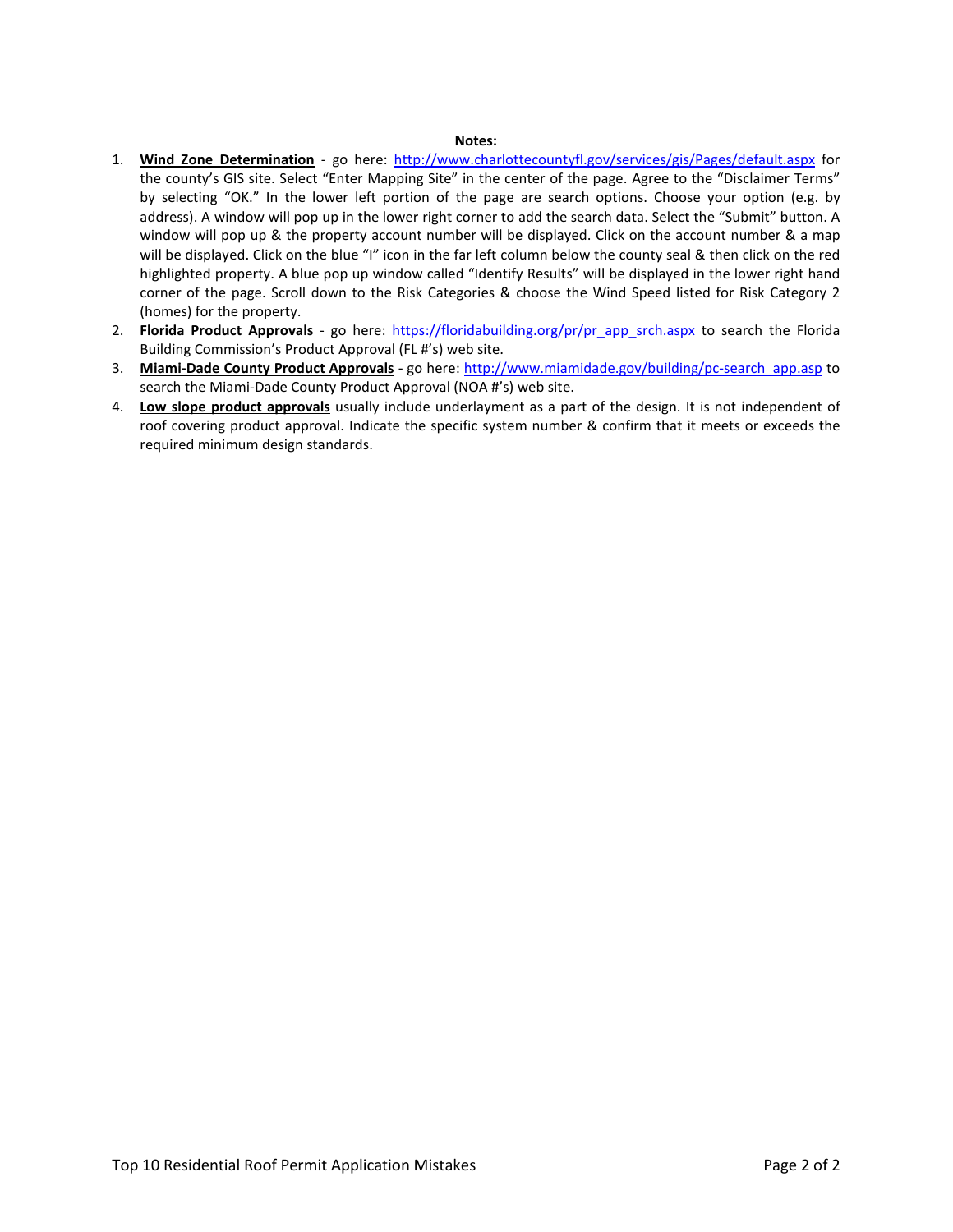**Notes:**

1. **Wind Zone Determination** - go here: http://www.charlottecountyfl.gov/services/gis/Pages/default.aspx for the county's GIS site. Select "Enter Mapping Site" in the center of the page. Agree to the "Disclaimer Terms" by selecting "OK." In the lower left portion of the page are search options. Choose your option (e.g. by address). A window will pop up in the lower right corner to add the search data. Select the "Submit" button. A window will pop up & the property account number will be displayed. Click on the account number & a map will be displayed. Click on the blue "I" icon in the far left column below the county seal & then click on the red highlighted property. A blue pop up window called "Identify Results" will be displayed in the lower right hand corner of the page. Scroll down to the Risk Categories & choose the Wind Speed listed for Risk Category 2 (homes) for the property.
2. **Florida Product Approvals** - go here: https://floridabuilding.org/pr/pr_app_srch.aspx to search the Florida Building Commission's Product Approval (FL #'s) web site.
3. **Miami-Dade County Product Approvals** - go here: http://www.miamidade.gov/building/pc-search_app.asp to search the Miami-Dade County Product Approval (NOA #'s) web site.
4. **Low slope product approvals** usually include underlayment as a part of the design. It is not independent of roof covering product approval. Indicate the specific system number & confirm that it meets or exceeds the required minimum design standards.